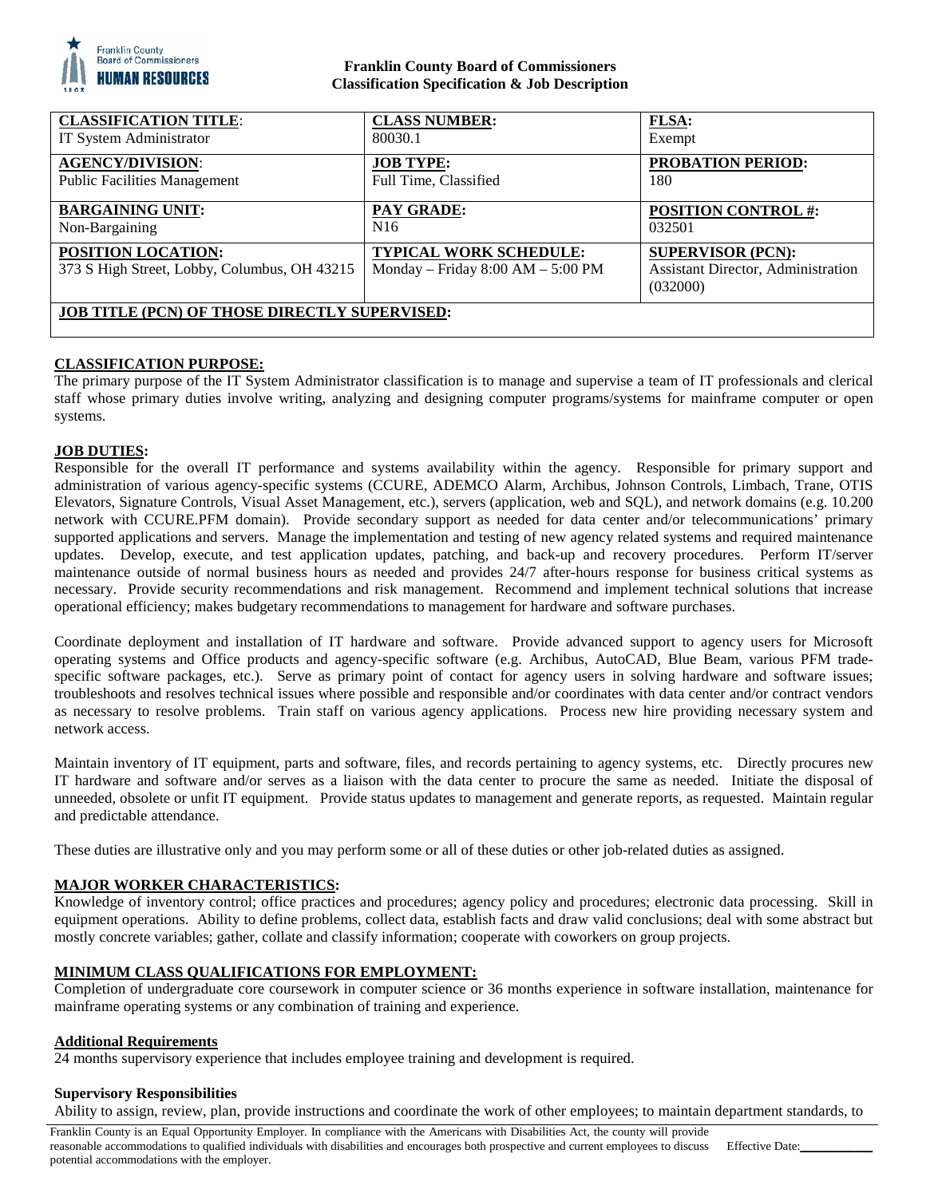**Franklin County Board of Commissioners**
**Classification Specification & Job Description**

| **CLASSIFICATION TITLE**: | **CLASSNUMBER:** | **FLSA:** |
|---|---|---|
| IT System Administrator | 80030.1 | Exempt |
| **AGENCY/DIVISION**: | **JOB TYPE:** | **PROBATION PERIOD:** |
| Public Facilities Management | Full Time, Classified | 180 |
| **BARGAINING UNIT:** | **PAY GRADE:** | **POSITION CONTROL #:** |
| Non-Bargaining | N16 | 032501 |
| **POSITION LOCATION:** | **TYPICAL WORK SCHEDULE:** | **SUPERVISOR (PCN):** |
| 373 S High Street, Lobby, Columbus, OH 43215 | Monday – Friday 8:00 AM – 5:00 PM | Assistant Director, Administration (032000) |
| **JOB TITLE (PCN) OF THOSE DIRECTLY SUPERVISED:** | | |

## CLASSIFICATION PURPOSE:

The primary purpose of the IT System Administrator classification is to manage and supervise a team of IT professionals and clerical staff whose primary duties involve writing, analyzing and designing computer programs/systems for mainframe computer or open systems.

## JOB DUTIES:

Responsible for the overall IT performance and systems availability within the agency. Responsible for primary support and administration of various agency-specific systems (CCURE, ADEMCO Alarm, Archibus, Johnson Controls, Limbach, Trane, OTIS Elevators, Signature Controls, Visual Asset Management, etc.), servers (application, web and SQL), and network domains (e.g. 10.200 network with CCURE.PFM domain). Provide secondary support as needed for data center and/or telecommunications' primary supported applications and servers. Manage the implementation and testing of new agency related systems and required maintenance updates. Develop, execute, and test application updates, patching, and back-up and recovery procedures. Perform IT/server maintenance outside of normal business hours as needed and provides 24/7 after-hours response for business critical systems as necessary. Provide security recommendations and risk management. Recommend and implement technical solutions that increase operational efficiency; makes budgetary recommendations to management for hardware and software purchases.

Coordinate deployment and installation of IT hardware and software. Provide advanced support to agency users for Microsoft operating systems and Office products and agency-specific software (e.g. Archibus, AutoCAD, Blue Beam, various PFM trade-specific software packages, etc.). Serve as primary point of contact for agency users in solving hardware and software issues; troubleshoots and resolves technical issues where possible and responsible and/or coordinates with data center and/or contract vendors as necessary to resolve problems. Train staff on various agency applications. Process new hire providing necessary system and network access.

Maintain inventory of IT equipment, parts and software, files, and records pertaining to agency systems, etc. Directly procures new IT hardware and software and/or serves as a liaison with the data center to procure the same as needed. Initiate the disposal of unneeded, obsolete or unfit IT equipment. Provide status updates to management and generate reports, as requested. Maintain regular and predictable attendance.

These duties are illustrative only and you may perform some or all of these duties or other job-related duties as assigned.

## MAJOR WORKER CHARACTERISTICS:

Knowledge of inventory control; office practices and procedures; agency policy and procedures; electronic data processing. Skill in equipment operations. Ability to define problems, collect data, establish facts and draw valid conclusions; deal with some abstract but mostly concrete variables; gather, collate and classify information; cooperate with coworkers on group projects.

## MINIMUM CLASS QUALIFICATIONS FOR EMPLOYMENT:

Completion of undergraduate core coursework in computer science or 36 months experience in software installation, maintenance for mainframe operating systems or any combination of training and experience.

### Additional Requirements

24 months supervisory experience that includes employee training and development is required.

### Supervisory Responsibilities

Ability to assign, review, plan, provide instructions and coordinate the work of other employees; to maintain department standards, to

Franklin County is an Equal Opportunity Employer. In compliance with the Americans with Disabilities Act, the county will provide reasonable accommodations to qualified individuals with disabilities and encourages both prospective and current employees to discuss potential accommodations with the employer. Effective Date:\_\_\_\_\_\_\_\_\_\_\_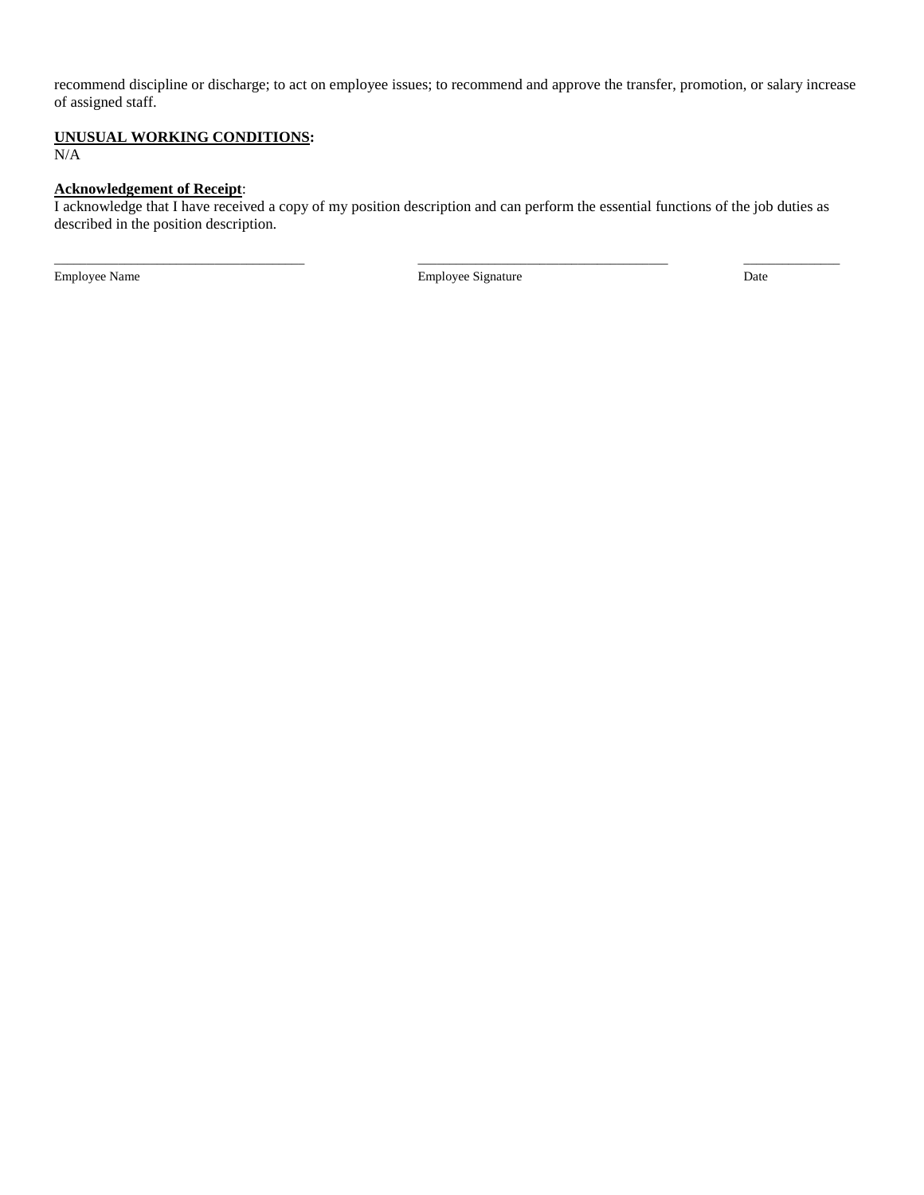recommend discipline or discharge; to act on employee issues; to recommend and approve the transfer, promotion, or salary increase of assigned staff.

**UNUSUAL WORKING CONDITIONS:**
N/A

**Acknowledgement of Receipt**:
I acknowledge that I have received a copy of my position description and can perform the essential functions of the job duties as described in the position description.

| | | |
|---|---|---|
| ____________________________________ | ____________________________________ | ______________ |
| Employee Name | Employee Signature | Date |